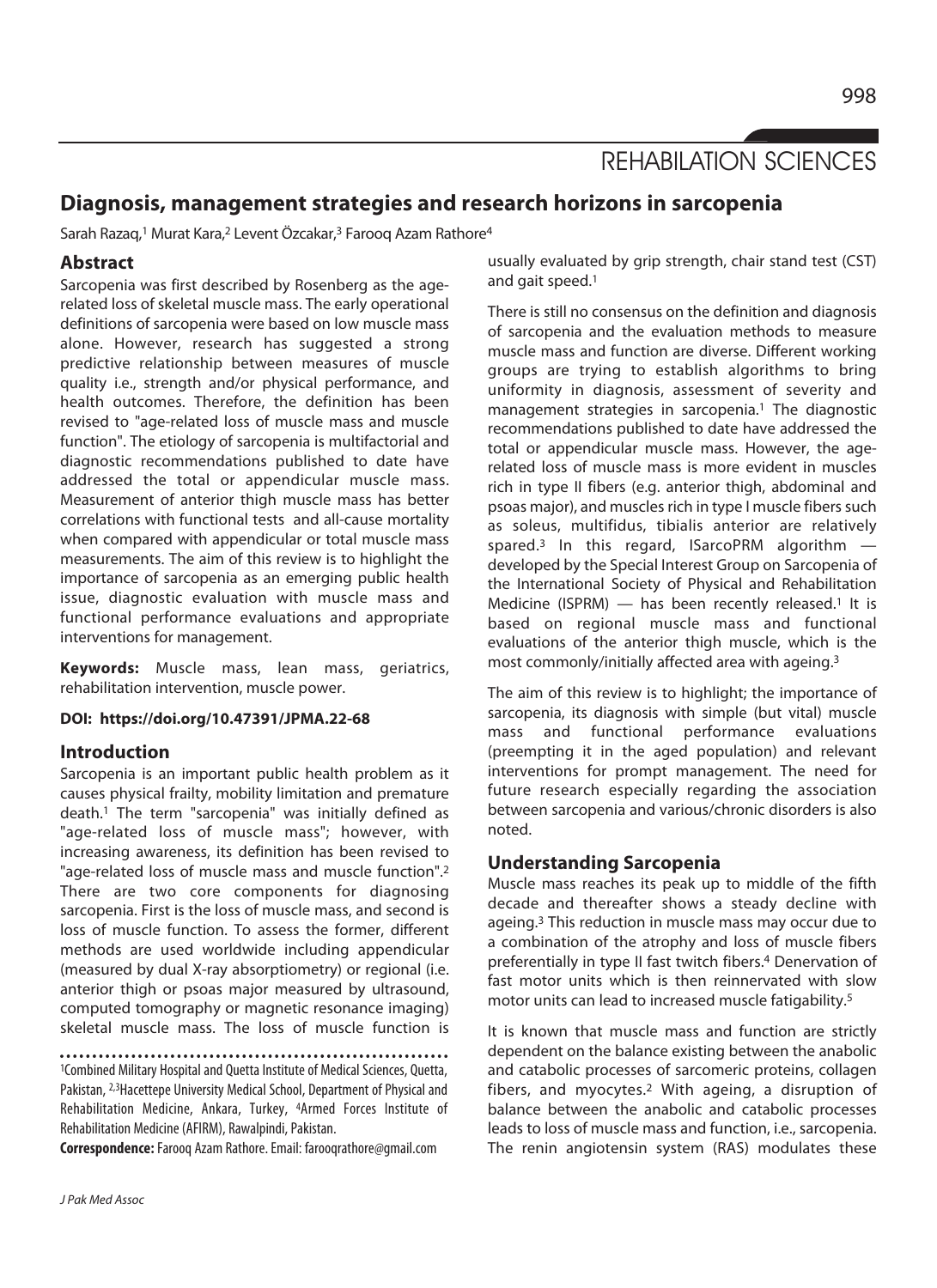REHABILATION SCIENCES

# Diagnosis, management strategies and research horizons in sarcopenia

Sarah Razaq,[1] Murat Kara,[2] Levent Özcakar,[3] Farooq Azam Rathore[4]

## Abstract

Sarcopenia was first described by Rosenberg as the age-related loss of skeletal muscle mass. The early operational definitions of sarcopenia were based on low muscle mass alone. However, research has suggested a strong predictive relationship between measures of muscle quality i.e., strength and/or physical performance, and health outcomes. Therefore, the definition has been revised to "age-related loss of muscle mass and muscle function". The etiology of sarcopenia is multifactorial and diagnostic recommendations published to date have addressed the total or appendicular muscle mass. Measurement of anterior thigh muscle mass has better correlations with functional tests and all-cause mortality when compared with appendicular or total muscle mass measurements. The aim of this review is to highlight the importance of sarcopenia as an emerging public health issue, diagnostic evaluation with muscle mass and functional performance evaluations and appropriate interventions for management.

**Keywords:** Muscle mass, lean mass, geriatrics, rehabilitation intervention, muscle power.

**DOI: https://doi.org/10.47391/JPMA.22-68**

## Introduction

Sarcopenia is an important public health problem as it causes physical frailty, mobility limitation and premature death.[1] The term "sarcopenia" was initially defined as "age-related loss of muscle mass"; however, with increasing awareness, its definition has been revised to "age-related loss of muscle mass and muscle function".[2] There are two core components for diagnosing sarcopenia. First is the loss of muscle mass, and second is loss of muscle function. To assess the former, different methods are used worldwide including appendicular (measured by dual X-ray absorptiometry) or regional (i.e. anterior thigh or psoas major measured by ultrasound, computed tomography or magnetic resonance imaging) skeletal muscle mass. The loss of muscle function is usually evaluated by grip strength, chair stand test (CST) and gait speed.[1]

There is still no consensus on the definition and diagnosis of sarcopenia and the evaluation methods to measure muscle mass and function are diverse. Different working groups are trying to establish algorithms to bring uniformity in diagnosis, assessment of severity and management strategies in sarcopenia.[1] The diagnostic recommendations published to date have addressed the total or appendicular muscle mass. However, the age-related loss of muscle mass is more evident in muscles rich in type II fibers (e.g. anterior thigh, abdominal and psoas major), and muscles rich in type I muscle fibers such as soleus, multifidus, tibialis anterior are relatively spared.[3] In this regard, ISarcoPRM algorithm — developed by the Special Interest Group on Sarcopenia of the International Society of Physical and Rehabilitation Medicine (ISPRM) — has been recently released.[1] It is based on regional muscle mass and functional evaluations of the anterior thigh muscle, which is the most commonly/initially affected area with ageing.[3]

The aim of this review is to highlight; the importance of sarcopenia, its diagnosis with simple (but vital) muscle mass and functional performance evaluations (preempting it in the aged population) and relevant interventions for prompt management. The need for future research especially regarding the association between sarcopenia and various/chronic disorders is also noted.

## Understanding Sarcopenia

Muscle mass reaches its peak up to middle of the fifth decade and thereafter shows a steady decline with ageing.[3] This reduction in muscle mass may occur due to a combination of the atrophy and loss of muscle fibers preferentially in type II fast twitch fibers.[4] Denervation of fast motor units which is then reinnervated with slow motor units can lead to increased muscle fatigability.[5]

It is known that muscle mass and function are strictly dependent on the balance existing between the anabolic and catabolic processes of sarcomeric proteins, collagen fibers, and myocytes.[2] With ageing, a disruption of balance between the anabolic and catabolic processes leads to loss of muscle mass and function, i.e., sarcopenia. The renin angiotensin system (RAS) modulates these

[1]Combined Military Hospital and Quetta Institute of Medical Sciences, Quetta, Pakistan, [2,3]Hacettepe University Medical School, Department of Physical and Rehabilitation Medicine, Ankara, Turkey, [4]Armed Forces Institute of Rehabilitation Medicine (AFIRM), Rawalpindi, Pakistan.

**Correspondence:** Farooq Azam Rathore. Email: farooqrathore@gmail.com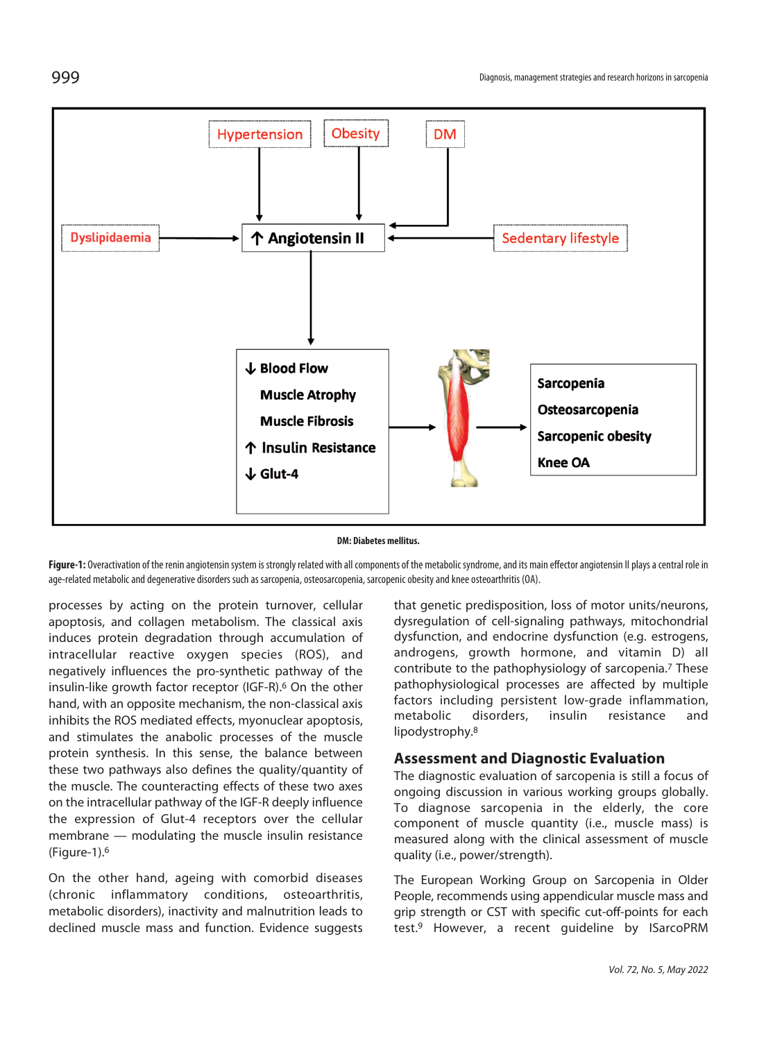DM: Diabetes mellitus.

**Figure-1:** Overactivation of the renin angiotensin system is strongly related with all components of the metabolic syndrome, and its main effector angiotensin II plays a central role in age-related metabolic and degenerative disorders such as sarcopenia, osteosarcopenia, sarcopenic obesity and knee osteoarthritis (OA).

processes by acting on the protein turnover, cellular apoptosis, and collagen metabolism. The classical axis induces protein degradation through accumulation of intracellular reactive oxygen species (ROS), and negatively influences the pro-synthetic pathway of the insulin-like growth factor receptor (IGF-R).[6] On the other hand, with an opposite mechanism, the non-classical axis inhibits the ROS mediated effects, myonuclear apoptosis, and stimulates the anabolic processes of the muscle protein synthesis. In this sense, the balance between these two pathways also defines the quality/quantity of the muscle. The counteracting effects of these two axes on the intracellular pathway of the IGF-R deeply influence the expression of Glut-4 receptors over the cellular membrane — modulating the muscle insulin resistance (Figure-1).[6]

On the other hand, ageing with comorbid diseases (chronic inflammatory conditions, osteoarthritis, metabolic disorders), inactivity and malnutrition leads to declined muscle mass and function. Evidence suggests that genetic predisposition, loss of motor units/neurons, dysregulation of cell-signaling pathways, mitochondrial dysfunction, and endocrine dysfunction (e.g. estrogens, androgens, growth hormone, and vitamin D) all contribute to the pathophysiology of sarcopenia.[7] These pathophysiological processes are affected by multiple factors including persistent low-grade inflammation, metabolic disorders, insulin resistance and lipodystrophy.[8]

## Assessment and Diagnostic Evaluation

The diagnostic evaluation of sarcopenia is still a focus of ongoing discussion in various working groups globally. To diagnose sarcopenia in the elderly, the core component of muscle quantity (i.e., muscle mass) is measured along with the clinical assessment of muscle quality (i.e., power/strength).

The European Working Group on Sarcopenia in Older People, recommends using appendicular muscle mass and grip strength or CST with specific cut-off-points for each test.[9] However, a recent guideline by ISarcoPRM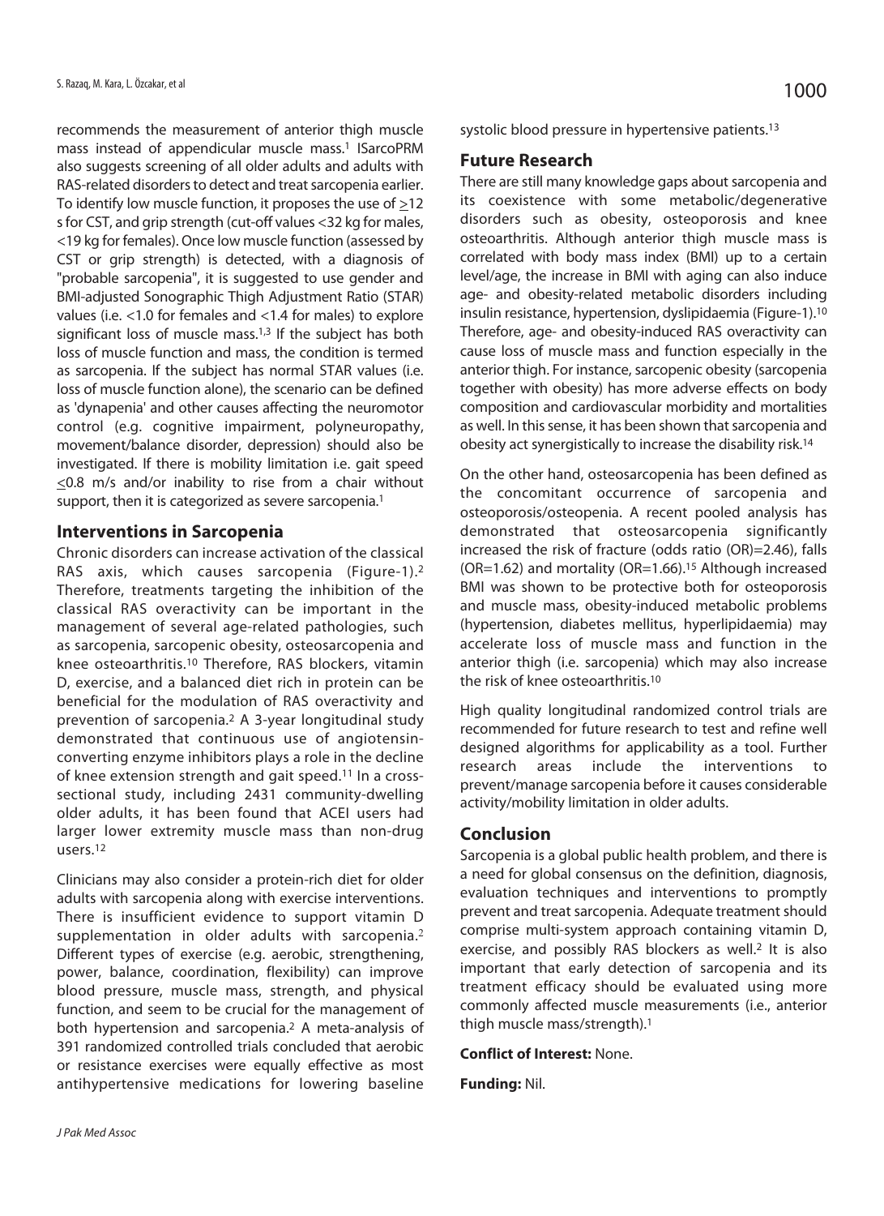recommends the measurement of anterior thigh muscle mass instead of appendicular muscle mass.[1] ISarcoPRM also suggests screening of all older adults and adults with RAS-related disorders to detect and treat sarcopenia earlier. To identify low muscle function, it proposes the use of $\geq$12 s for CST, and grip strength (cut-off values <32 kg for males, <19 kg for females). Once low muscle function (assessed by CST or grip strength) is detected, with a diagnosis of "probable sarcopenia", it is suggested to use gender and BMI-adjusted Sonographic Thigh Adjustment Ratio (STAR) values (i.e. <1.0 for females and <1.4 for males) to explore significant loss of muscle mass.[1,3] If the subject has both loss of muscle function and mass, the condition is termed as sarcopenia. If the subject has normal STAR values (i.e. loss of muscle function alone), the scenario can be defined as 'dynapenia' and other causes affecting the neuromotor control (e.g. cognitive impairment, polyneuropathy, movement/balance disorder, depression) should also be investigated. If there is mobility limitation i.e. gait speed $\leq$0.8 m/s and/or inability to rise from a chair without support, then it is categorized as severe sarcopenia.[1]

## Interventions in Sarcopenia

Chronic disorders can increase activation of the classical RAS axis, which causes sarcopenia (Figure-1).[2] Therefore, treatments targeting the inhibition of the classical RAS overactivity can be important in the management of several age-related pathologies, such as sarcopenia, sarcopenic obesity, osteosarcopenia and knee osteoarthritis.[10] Therefore, RAS blockers, vitamin D, exercise, and a balanced diet rich in protein can be beneficial for the modulation of RAS overactivity and prevention of sarcopenia.[2] A 3-year longitudinal study demonstrated that continuous use of angiotensin-converting enzyme inhibitors plays a role in the decline of knee extension strength and gait speed.[11] In a cross-sectional study, including 2431 community-dwelling older adults, it has been found that ACEI users had larger lower extremity muscle mass than non-drug users.[12]

Clinicians may also consider a protein-rich diet for older adults with sarcopenia along with exercise interventions. There is insufficient evidence to support vitamin D supplementation in older adults with sarcopenia.[2] Different types of exercise (e.g. aerobic, strengthening, power, balance, coordination, flexibility) can improve blood pressure, muscle mass, strength, and physical function, and seem to be crucial for the management of both hypertension and sarcopenia.[2] A meta-analysis of 391 randomized controlled trials concluded that aerobic or resistance exercises were equally effective as most antihypertensive medications for lowering baseline systolic blood pressure in hypertensive patients.[13]

## Future Research

There are still many knowledge gaps about sarcopenia and its coexistence with some metabolic/degenerative disorders such as obesity, osteoporosis and knee osteoarthritis. Although anterior thigh muscle mass is correlated with body mass index (BMI) up to a certain level/age, the increase in BMI with aging can also induce age- and obesity-related metabolic disorders including insulin resistance, hypertension, dyslipidaemia (Figure-1).[10] Therefore, age- and obesity-induced RAS overactivity can cause loss of muscle mass and function especially in the anterior thigh. For instance, sarcopenic obesity (sarcopenia together with obesity) has more adverse effects on body composition and cardiovascular morbidity and mortalities as well. In this sense, it has been shown that sarcopenia and obesity act synergistically to increase the disability risk.[14]

On the other hand, osteosarcopenia has been defined as the concomitant occurrence of sarcopenia and osteoporosis/osteopenia. A recent pooled analysis has demonstrated that osteosarcopenia significantly increased the risk of fracture (odds ratio (OR)=2.46), falls (OR=1.62) and mortality (OR=1.66).[15] Although increased BMI was shown to be protective both for osteoporosis and muscle mass, obesity-induced metabolic problems (hypertension, diabetes mellitus, hyperlipidaemia) may accelerate loss of muscle mass and function in the anterior thigh (i.e. sarcopenia) which may also increase the risk of knee osteoarthritis.[10]

High quality longitudinal randomized control trials are recommended for future research to test and refine well designed algorithms for applicability as a tool. Further research areas include the interventions to prevent/manage sarcopenia before it causes considerable activity/mobility limitation in older adults.

## Conclusion

Sarcopenia is a global public health problem, and there is a need for global consensus on the definition, diagnosis, evaluation techniques and interventions to promptly prevent and treat sarcopenia. Adequate treatment should comprise multi-system approach containing vitamin D, exercise, and possibly RAS blockers as well.[2] It is also important that early detection of sarcopenia and its treatment efficacy should be evaluated using more commonly affected muscle measurements (i.e., anterior thigh muscle mass/strength).[1]

**Conflict of Interest:** None.

**Funding:** Nil.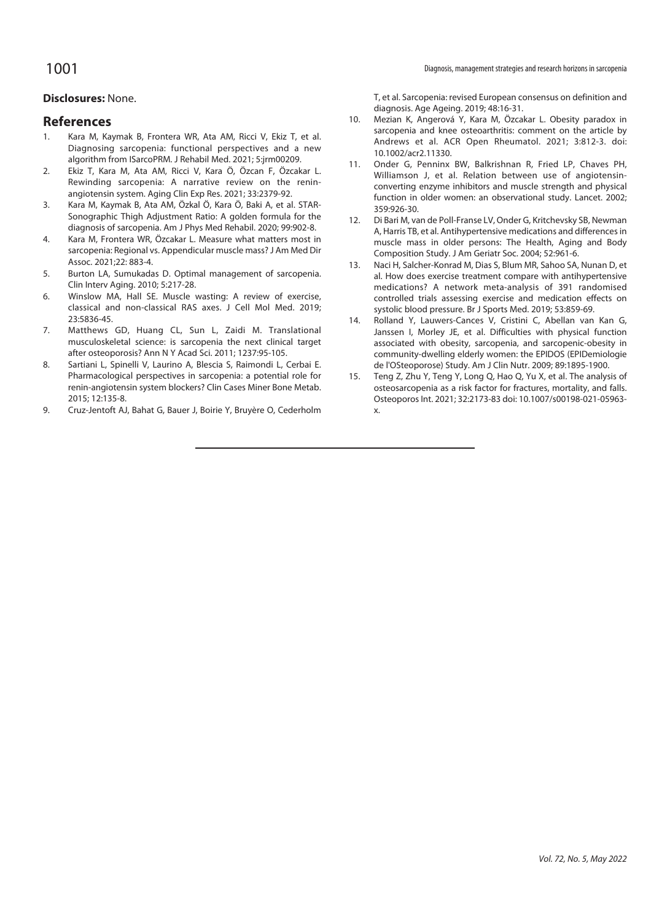**Disclosures:** None.

## References

1. Kara M, Kaymak B, Frontera WR, Ata AM, Ricci V, Ekiz T, et al. Diagnosing sarcopenia: functional perspectives and a new algorithm from ISarcoPRM. J Rehabil Med. 2021; 5:jrm00209.
2. Ekiz T, Kara M, Ata AM, Ricci V, Kara Ö, Özcan F, Özcakar L. Rewinding sarcopenia: A narrative review on the renin-angiotensin system. Aging Clin Exp Res. 2021; 33:2379-92.
3. Kara M, Kaymak B, Ata AM, Özkal Ö, Kara Ö, Baki A, et al. STAR-Sonographic Thigh Adjustment Ratio: A golden formula for the diagnosis of sarcopenia. Am J Phys Med Rehabil. 2020; 99:902-8.
4. Kara M, Frontera WR, Özcakar L. Measure what matters most in sarcopenia: Regional vs. Appendicular muscle mass? J Am Med Dir Assoc. 2021;22: 883-4.
5. Burton LA, Sumukadas D. Optimal management of sarcopenia. Clin Interv Aging. 2010; 5:217-28.
6. Winslow MA, Hall SE. Muscle wasting: A review of exercise, classical and non-classical RAS axes. J Cell Mol Med. 2019; 23:5836-45.
7. Matthews GD, Huang CL, Sun L, Zaidi M. Translational musculoskeletal science: is sarcopenia the next clinical target after osteoporosis? Ann N Y Acad Sci. 2011; 1237:95-105.
8. Sartiani L, Spinelli V, Laurino A, Blescia S, Raimondi L, Cerbai E. Pharmacological perspectives in sarcopenia: a potential role for renin-angiotensin system blockers? Clin Cases Miner Bone Metab. 2015; 12:135-8.
9. Cruz-Jentoft AJ, Bahat G, Bauer J, Boirie Y, Bruyère O, Cederholm T, et al. Sarcopenia: revised European consensus on definition and diagnosis. Age Ageing. 2019; 48:16-31.
10. Mezian K, Angerová Y, Kara M, Özcakar L. Obesity paradox in sarcopenia and knee osteoarthritis: comment on the article by Andrews et al. ACR Open Rheumatol. 2021; 3:812-3. doi: 10.1002/acr2.11330.
11. Onder G, Penninx BW, Balkrishnan R, Fried LP, Chaves PH, Williamson J, et al. Relation between use of angiotensin-converting enzyme inhibitors and muscle strength and physical function in older women: an observational study. Lancet. 2002; 359:926-30.
12. Di Bari M, van de Poll-Franse LV, Onder G, Kritchevsky SB, Newman A, Harris TB, et al. Antihypertensive medications and differences in muscle mass in older persons: The Health, Aging and Body Composition Study. J Am Geriatr Soc. 2004; 52:961-6.
13. Naci H, Salcher-Konrad M, Dias S, Blum MR, Sahoo SA, Nunan D, et al. How does exercise treatment compare with antihypertensive medications? A network meta-analysis of 391 randomised controlled trials assessing exercise and medication effects on systolic blood pressure. Br J Sports Med. 2019; 53:859-69.
14. Rolland Y, Lauwers-Cances V, Cristini C, Abellan van Kan G, Janssen I, Morley JE, et al. Difficulties with physical function associated with obesity, sarcopenia, and sarcopenic-obesity in community-dwelling elderly women: the EPIDOS (EPIDemiologie de l'OSteoporose) Study. Am J Clin Nutr. 2009; 89:1895-1900.
15. Teng Z, Zhu Y, Teng Y, Long Q, Hao Q, Yu X, et al. The analysis of osteosarcopenia as a risk factor for fractures, mortality, and falls. Osteoporos Int. 2021; 32:2173-83 doi: 10.1007/s00198-021-05963-x.